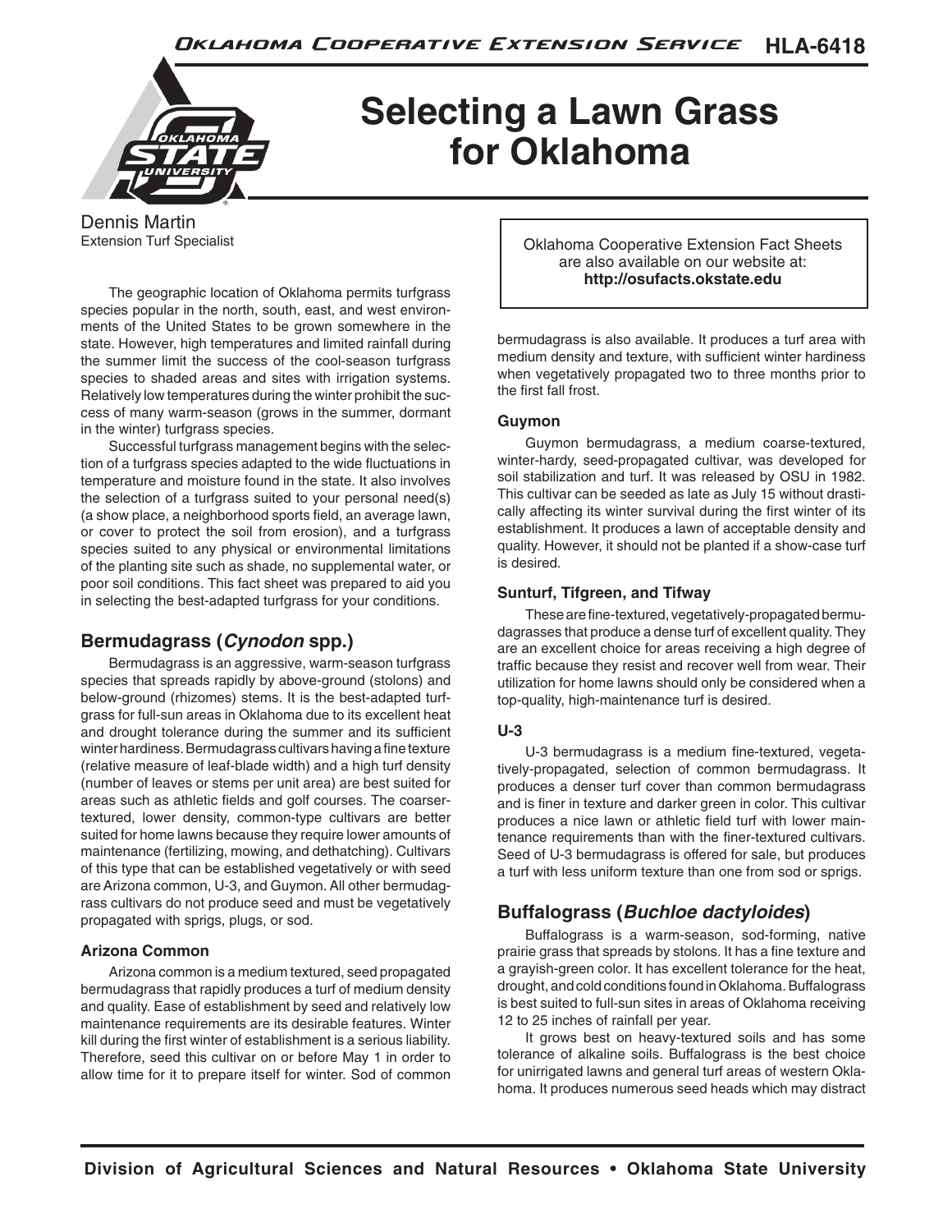# Selecting a Lawn Grass for Oklahoma

Dennis Martin
Extension Turf Specialist

Oklahoma Cooperative Extension Fact Sheets are also available on our website at: **http://osufacts.okstate.edu**

The geographic location of Oklahoma permits turfgrass species popular in the north, south, east, and west environments of the United States to be grown somewhere in the state. However, high temperatures and limited rainfall during the summer limit the success of the cool-season turfgrass species to shaded areas and sites with irrigation systems. Relatively low temperatures during the winter prohibit the success of many warm-season (grows in the summer, dormant in the winter) turfgrass species.

Successful turfgrass management begins with the selection of a turfgrass species adapted to the wide fluctuations in temperature and moisture found in the state. It also involves the selection of a turfgrass suited to your personal need(s) (a show place, a neighborhood sports field, an average lawn, or cover to protect the soil from erosion), and a turfgrass species suited to any physical or environmental limitations of the planting site such as shade, no supplemental water, or poor soil conditions. This fact sheet was prepared to aid you in selecting the best-adapted turfgrass for your conditions.

## Bermudagrass (*Cynodon* spp.)

Bermudagrass is an aggressive, warm-season turfgrass species that spreads rapidly by above-ground (stolons) and below-ground (rhizomes) stems. It is the best-adapted turfgrass for full-sun areas in Oklahoma due to its excellent heat and drought tolerance during the summer and its sufficient winter hardiness. Bermudagrass cultivars having a fine texture (relative measure of leaf-blade width) and a high turf density (number of leaves or stems per unit area) are best suited for areas such as athletic fields and golf courses. The coarser-textured, lower density, common-type cultivars are better suited for home lawns because they require lower amounts of maintenance (fertilizing, mowing, and dethatching). Cultivars of this type that can be established vegetatively or with seed are Arizona common, U-3, and Guymon. All other bermudagrass cultivars do not produce seed and must be vegetatively propagated with sprigs, plugs, or sod.

### Arizona Common

Arizona common is a medium textured, seed propagated bermudagrass that rapidly produces a turf of medium density and quality. Ease of establishment by seed and relatively low maintenance requirements are its desirable features. Winter kill during the first winter of establishment is a serious liability. Therefore, seed this cultivar on or before May 1 in order to allow time for it to prepare itself for winter. Sod of common bermudagrass is also available. It produces a turf area with medium density and texture, with sufficient winter hardiness when vegetatively propagated two to three months prior to the first fall frost.

### Guymon

Guymon bermudagrass, a medium coarse-textured, winter-hardy, seed-propagated cultivar, was developed for soil stabilization and turf. It was released by OSU in 1982. This cultivar can be seeded as late as July 15 without drastically affecting its winter survival during the first winter of its establishment. It produces a lawn of acceptable density and quality. However, it should not be planted if a show-case turf is desired.

### Sunturf, Tifgreen, and Tifway

These are fine-textured, vegetatively-propagated bermudagrasses that produce a dense turf of excellent quality. They are an excellent choice for areas receiving a high degree of traffic because they resist and recover well from wear. Their utilization for home lawns should only be considered when a top-quality, high-maintenance turf is desired.

### U-3

U-3 bermudagrass is a medium fine-textured, vegetatively-propagated, selection of common bermudagrass. It produces a denser turf cover than common bermudagrass and is finer in texture and darker green in color. This cultivar produces a nice lawn or athletic field turf with lower maintenance requirements than with the finer-textured cultivars. Seed of U-3 bermudagrass is offered for sale, but produces a turf with less uniform texture than one from sod or sprigs.

## Buffalograss (*Buchloe dactyloides*)

Buffalograss is a warm-season, sod-forming, native prairie grass that spreads by stolons. It has a fine texture and a grayish-green color. It has excellent tolerance for the heat, drought, and cold conditions found in Oklahoma. Buffalograss is best suited to full-sun sites in areas of Oklahoma receiving 12 to 25 inches of rainfall per year.

It grows best on heavy-textured soils and has some tolerance of alkaline soils. Buffalograss is the best choice for unirrigated lawns and general turf areas of western Oklahoma. It produces numerous seed heads which may distract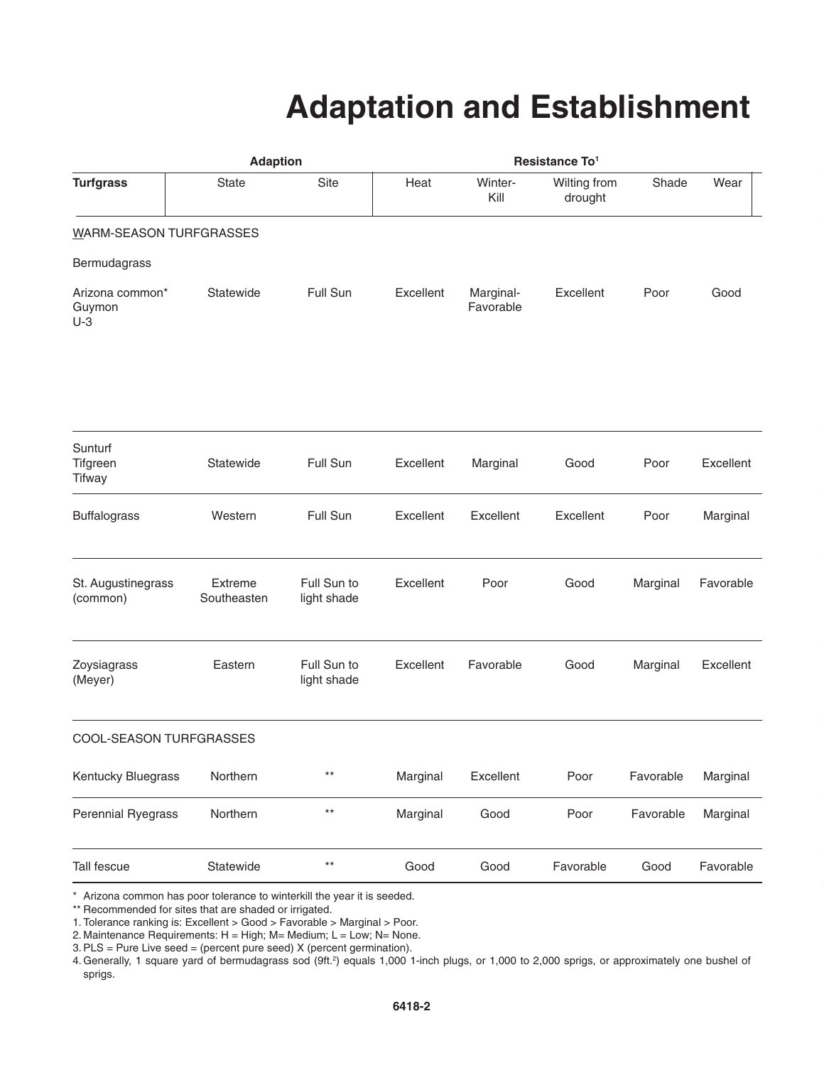# Adaptation and Establishment

| Turfgrass | Adaption | | Resistance To[1] | | | | |
|---|---|---|---|---|---|---|---|
| | State | Site | Heat | Winter-Kill | Wilting from drought | Shade | Wear |
| WARM-SEASON TURFGRASSES | | | | | | | |
| Bermudagrass | | | | | | | |
| Arizona common* Guymon U-3 | Statewide | Full Sun | Excellent | Marginal-Favorable | Excellent | Poor | Good |
| Sunturf Tifgreen Tifway | Statewide | Full Sun | Excellent | Marginal | Good | Poor | Excellent |
| Buffalograss | Western | Full Sun | Excellent | Excellent | Excellent | Poor | Marginal |
| St. Augustinegrass (common) | Extreme Southeasten | Full Sun to light shade | Excellent | Poor | Good | Marginal | Favorable |
| Zoysiagrass (Meyer) | Eastern | Full Sun to light shade | Excellent | Favorable | Good | Marginal | Excellent |
| COOL-SEASON TURFGRASSES | | | | | | | |
| Kentucky Bluegrass | Northern | ** | Marginal | Excellent | Poor | Favorable | Marginal |
| Perennial Ryegrass | Northern | ** | Marginal | Good | Poor | Favorable | Marginal |
| Tall fescue | Statewide | ** | Good | Good | Favorable | Good | Favorable |

\* Arizona common has poor tolerance to winterkill the year it is seeded.

\*\* Recommended for sites that are shaded or irrigated.

1. Tolerance ranking is: Excellent > Good > Favorable > Marginal > Poor.
2. Maintenance Requirements: H = High; M= Medium; L = Low; N= None.
3. PLS = Pure Live seed = (percent pure seed) X (percent germination).
4. Generally, 1 square yard of bermudagrass sod (9ft.[2]) equals 1,000 1-inch plugs, or 1,000 to 2,000 sprigs, or approximately one bushel of sprigs.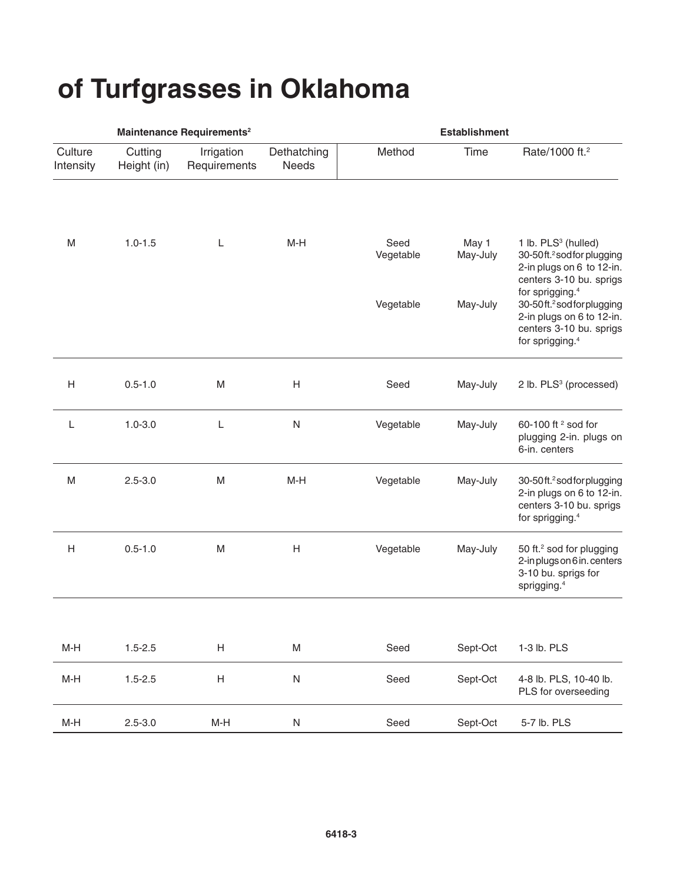# of Turfgrasses in Oklahoma

| Maintenance Requirements[2] | | | | Establishment | | |
|---|---|---|---|---|---|---|
| Culture Intensity | Cutting Height (in) | Irrigation Requirements | Dethatching Needs | Method | Time | Rate/1000 ft.[2] |
| | | | | | | |
| M | 1.0-1.5 | L | M-H | Seed<br>Vegetable<br><br><br>Vegetable | May 1<br>May-July<br><br><br>May-July | 1 lb. PLS[3] (hulled)<br>30-50 ft.[2] sod for plugging 2-in plugs on 6 to 12-in. centers 3-10 bu. sprigs for sprigging.[4]<br>30-50 ft.[2] sod for plugging 2-in plugs on 6 to 12-in. centers 3-10 bu. sprigs for sprigging.[4] |
| H | 0.5-1.0 | M | H | Seed | May-July | 2 lb. PLS[3] (processed) |
| L | 1.0-3.0 | L | N | Vegetable | May-July | 60-100 ft [2] sod for plugging 2-in. plugs on 6-in. centers |
| M | 2.5-3.0 | M | M-H | Vegetable | May-July | 30-50 ft.[2] sod for plugging 2-in plugs on 6 to 12-in. centers 3-10 bu. sprigs for sprigging.[4] |
| H | 0.5-1.0 | M | H | Vegetable | May-July | 50 ft.[2] sod for plugging 2-in plugs on 6 in. centers 3-10 bu. sprigs for sprigging.[4] |
| | | | | | | |
| M-H | 1.5-2.5 | H | M | Seed | Sept-Oct | 1-3 lb. PLS |
| M-H | 1.5-2.5 | H | N | Seed | Sept-Oct | 4-8 lb. PLS, 10-40 lb. PLS for overseeding |
| M-H | 2.5-3.0 | M-H | N | Seed | Sept-Oct | 5-7 lb. PLS |

6418-3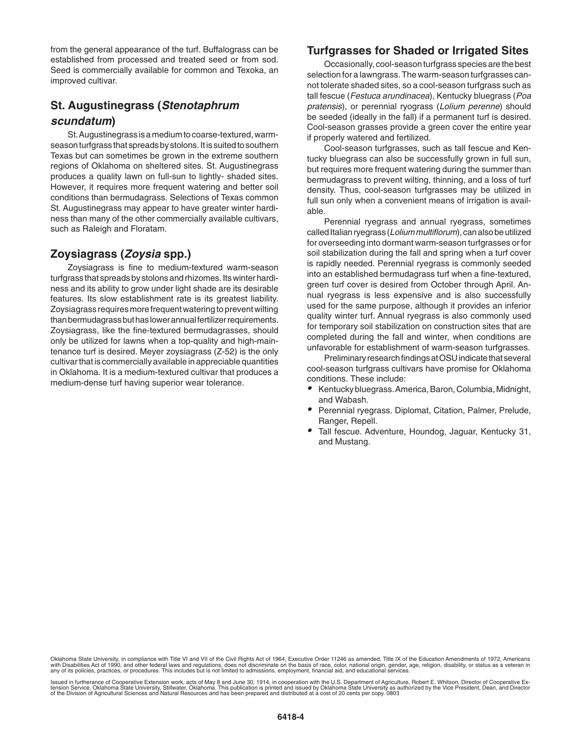from the general appearance of the turf. Buffalograss can be established from processed and treated seed or from sod. Seed is commercially available for common and Texoka, an improved cultivar.

## St. Augustinegrass (*Stenotaphrum scundatum*)

St. Augustinegrass is a medium to coarse-textured, warm-season turfgrass that spreads by stolons. It is suited to southern Texas but can sometimes be grown in the extreme southern regions of Oklahoma on sheltered sites. St. Augustinegrass produces a quality lawn on full-sun to lightly- shaded sites. However, it requires more frequent watering and better soil conditions than bermudagrass. Selections of Texas common St. Augustinegrass may appear to have greater winter hardiness than many of the other commercially available cultivars, such as Raleigh and Floratam.

## Zoysiagrass (*Zoysia* spp.)

Zoysiagrass is fine to medium-textured warm-season turfgrass that spreads by stolons and rhizomes. Its winter hardiness and its ability to grow under light shade are its desirable features. Its slow establishment rate is its greatest liability. Zoysiagrass requires more frequent watering to prevent wilting than bermudagrass but has lower annual fertilizer requirements. Zoysiagrass, like the fine-textured bermudagrasses, should only be utilized for lawns when a top-quality and high-maintenance turf is desired. Meyer zoysiagrass (Z-52) is the only cultivar that is commercially available in appreciable quantities in Oklahoma. It is a medium-textured cultivar that produces a medium-dense turf having superior wear tolerance.

## Turfgrasses for Shaded or Irrigated Sites

Occasionally, cool-season turfgrass species are the best selection for a lawngrass. The warm-season turfgrasses cannot tolerate shaded sites, so a cool-season turfgrass such as tall fescue (*Festuca arundinacea*), Kentucky bluegrass (*Poa pratensis*), or perennial ryograss (*Lolium perenne*) should be seeded (ideally in the fall) if a permanent turf is desired. Cool-season grasses provide a green cover the entire year if properly watered and fertilized.

Cool-season turfgrasses, such as tall fescue and Kentucky bluegrass can also be successfully grown in full sun, but requires more frequent watering during the summer than bermudagrass to prevent wilting, thinning, and a loss of turf density. Thus, cool-season turfgrasses may be utilized in full sun only when a convenient means of irrigation is available.

Perennial ryegrass and annual ryegrass, sometimes called Italian ryegrass (*Lolium multiflorum*), can also be utilized for overseeding into dormant warm-season turfgrasses or for soil stabilization during the fall and spring when a turf cover is rapidly needed. Perennial ryegrass is commonly seeded into an established bermudagrass turf when a fine-textured, green turf cover is desired from October through April. Annual ryegrass is less expensive and is also successfully used for the same purpose, although it provides an inferior quality winter turf. Annual ryegrass is also commonly used for temporary soil stabilization on construction sites that are completed during the fall and winter, when conditions are unfavorable for establishment of warm-season turfgrasses.

Preliminary research findings at OSU indicate that several cool-season turfgrass cultivars have promise for Oklahoma conditions. These include:

- Kentucky bluegrass. America, Baron, Columbia, Midnight, and Wabash.
- Perennial ryegrass. Diplomat, Citation, Palmer, Prelude, Ranger, Repell.
- Tall fescue. Adventure, Houndog, Jaguar, Kentucky 31, and Mustang.

Oklahoma State University, in compliance with Title VI and VII of the Civil Rights Act of 1964, Executive Order 11246 as amended, Title IX of the Education Amendments of 1972, Americans with Disabilities Act of 1990, and other federal laws and regulations, does not discriminate on the basis of race, color, national origin, gender, age, religion, disability, or status as a veteran in any of its policies, practices, or procedures. This includes but is not limited to admissions, employment, financial aid, and educational services.

Issued in furtherance of Cooperative Extension work, acts of May 8 and June 30, 1914, in cooperation with the U.S. Department of Agriculture, Robert E. Whitson, Director of Cooperative Extension Service, Oklahoma State University, Stillwater, Oklahoma. This publication is printed and issued by Oklahoma State University as authorized by the Vice President, Dean, and Director of the Division of Agricultural Sciences and Natural Resources and has been prepared and distributed at a cost of 20 cents per copy. 0803